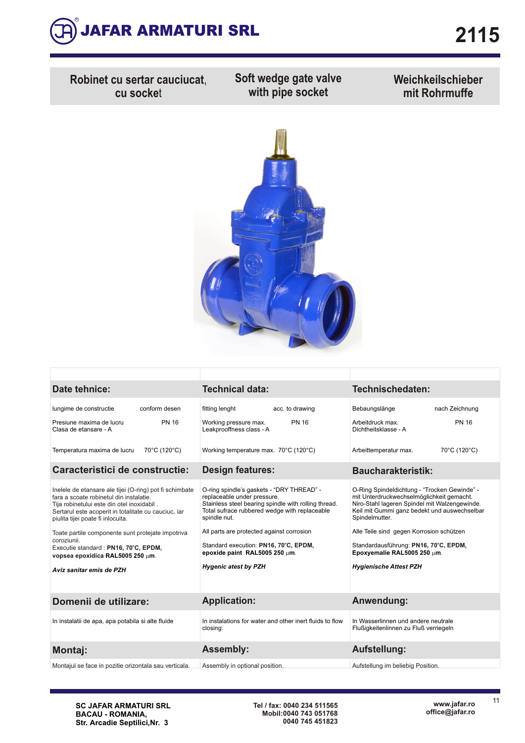# JAFAR ARMATURI SRL

# 2115

| Robinet cu sertar cauciucat, cu socket | Soft wedge gate valve with pipe socket | Weichkeilschieber mit Rohrmuffe |
|---|---|---|

| Date tehnice: | Technical data: | Technischedaten: |
|---|---|---|
| lungime de constructie — conform desen | fitting lenght — acc. to drawing | Bebaungslänge — nach Zeichnung |
| Presiune maxima de lucru — PN 16<br>Clasa de etansare - A | Working pressure max. — PN 16<br>Leakproofness class - A | Arbeitdruck max. — PN 16<br>Dichtheitsklasse - A |
| Temperatura maxima de lucru — 70°C (120°C) | Working temperature max. — 70°C (120°C) | Arbeittemperatur max. — 70°C (120°C) |
| **Caracteristici de constructie:** | **Design features:** | **Baucharakteristik:** |
| Inelele de etansare ale tijei (O-ring) pot fi schimbate fara a scoate robinetul din instalatie.<br>Tija robinetului este din otel inoxidabil .<br>Sertarul este acoperit in totalitate cu cauciuc, iar piulita tijei poate fi inlocuita. | O-ring spindle's gaskets - "DRY THREAD" - replaceable under pressure.<br>Stainless steel bearing spindle with rolling thread.<br>Total sufrace rubbered wedge with replaceable spindle nut. | O-Ring Spindeldichtung - "Trocken Gewinde" - mit Unterdruckwechselmöglichkeit gemacht.<br>Niro-Stahl lageren Spindel mit Walzengewinde.<br>Keil mit Gummi ganz bedekt und auswechselbar Spindelmutter. |
| Toate partile componente sunt protejate impotriva coroziunii.<br>Executie standard : **PN16, 70°C, EPDM, vopsea epoxidica RAL5005 250 µm**. | All parts are protected against corrosion<br>Standard execution: **PN16, 70°C, EPDM, epoxide paint RAL5005 250 µm**. | Alle Teile sind gegen Korrosion schützen<br>Standardausführung: **PN16, 70°C, EPDM, Epoxyemalie RAL5005 250 µm**. |
| ***Aviz sanitar emis de PZH*** | ***Hygenic atest by PZH*** | ***Hygienische Attest PZH*** |
| **Domenii de utilizare:** | **Application:** | **Anwendung:** |
| In instalatii de apa, apa potabila si alte fluide | In instalations for water and other inert fluids to flow closing. | In Wasserlinnen und andere neutrale Flußigkeitenlinnen zu Fluß verriegeln |
| **Montaj:** | **Assembly:** | **Aufstellung:** |
| Montajul se face in pozitie orizontala sau verticala. | Assembly in optional position. | Aufstellung im beliebig Position. |

**SC JAFAR ARMATURI SRL**
**BACAU - ROMANIA,**
**Str. Arcadie Septilici,Nr. 3**

**Tel / fax: 0040 234 511565**
**Mobil:0040 743 051768**
**0040 745 451823**

**www.jafar.ro**
**office@jafar.ro**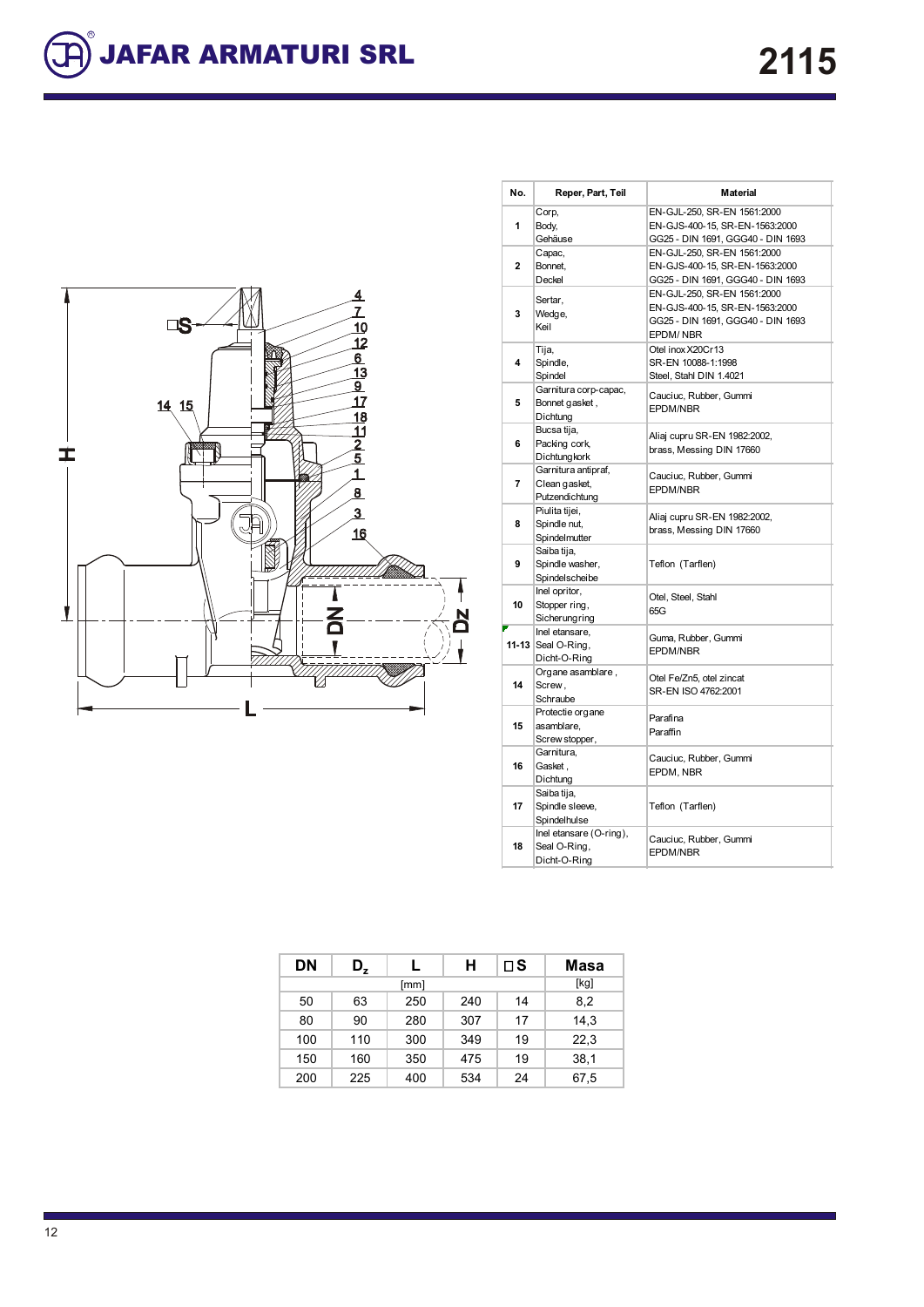# JAFAR ARMATURI SRL

# 2115

| No. | Reper, Part, Teil | Material |
|---|---|---|
| 1 | Corp, Body, Gehäuse | EN-GJL-250, SR-EN 1561:2000 EN-GJS-400-15, SR-EN-1563:2000 GG25 - DIN 1691, GGG40 - DIN 1693 |
| 2 | Capac, Bonnet, Deckel | EN-GJL-250, SR-EN 1561:2000 EN-GJS-400-15, SR-EN-1563:2000 GG25 - DIN 1691, GGG40 - DIN 1693 |
| 3 | Sertar, Wedge, Keil | EN-GJL-250, SR-EN 1561:2000 EN-GJS-400-15, SR-EN-1563:2000 GG25 - DIN 1691, GGG40 - DIN 1693 EPDM/ NBR |
| 4 | Tija, Spindle, Spindel | Otel inox X20Cr13 SR-EN 10088-1:1998 Steel, Stahl DIN 1.4021 |
| 5 | Garnitura corp-capac, Bonnet gasket, Dichtung | Cauciuc, Rubber, Gummi EPDM/NBR |
| 6 | Bucsa tija, Packing cork, Dichtungkork | Aliaj cupru SR-EN 1982:2002, brass, Messing DIN 17660 |
| 7 | Garnitura antipraf, Clean gasket, Putzendichtung | Cauciuc, Rubber, Gummi EPDM/NBR |
| 8 | Piulita tijei, Spindle nut, Spindelmutter | Aliaj cupru SR-EN 1982:2002, brass, Messing DIN 17660 |
| 9 | Saiba tija, Spindle washer, Spindelscheibe | Teflon (Tarflen) |
| 10 | Inel opritor, Stopper ring, Sicherungring | Otel, Steel, Stahl 65G |
| 11-13 | Inel etansare, Seal O-Ring, Dicht-O-Ring | Guma, Rubber, Gummi EPDM/NBR |
| 14 | Organe asamblare, Screw, Schraube | Otel Fe/Zn5, otel zincat SR-EN ISO 4762:2001 |
| 15 | Protectie organe asamblare, Screw stopper, | Parafina Paraffin |
| 16 | Garnitura, Gasket, Dichtung | Cauciuc, Rubber, Gummi EPDM, NBR |
| 17 | Saiba tija, Spindle sleeve, Spindelhulse | Teflon (Tarflen) |
| 18 | Inel etansare (O-ring), Seal O-Ring, Dicht-O-Ring | Cauciuc, Rubber, Gummi EPDM/NBR |

| DN | $D_z$ | L | H | □S | Masa |
|---|---|---|---|---|---|
| | [mm] | | | | [kg] |
| 50 | 63 | 250 | 240 | 14 | 8,2 |
| 80 | 90 | 280 | 307 | 17 | 14,3 |
| 100 | 110 | 300 | 349 | 19 | 22,3 |
| 150 | 160 | 350 | 475 | 19 | 38,1 |
| 200 | 225 | 400 | 534 | 24 | 67,5 |